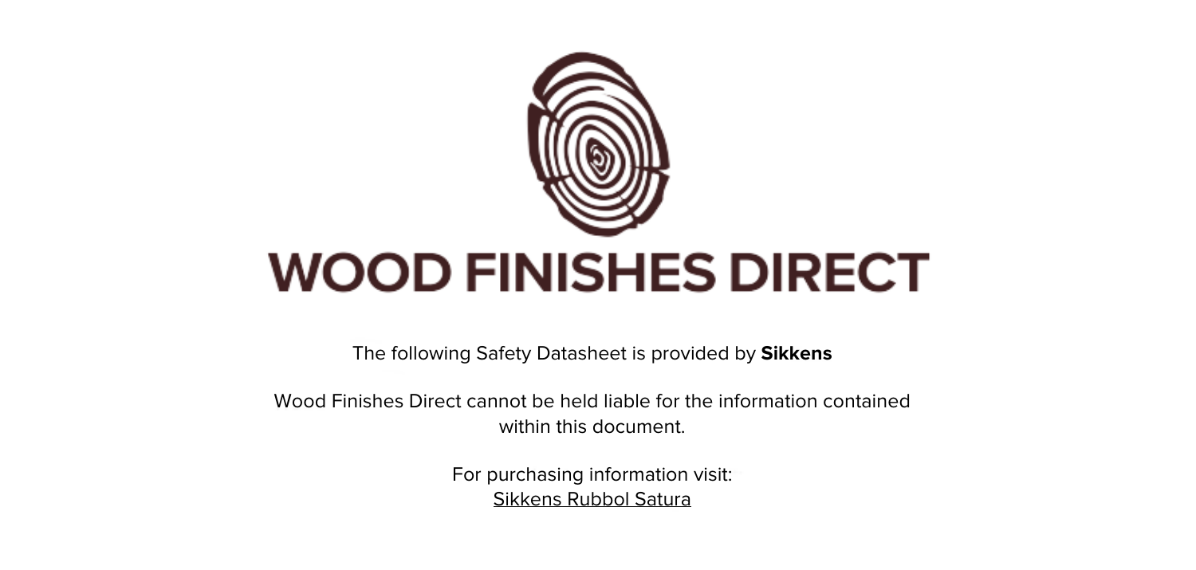# WOOD FINISHES DIRECT

The following Safety Datasheet is provided by **Sikkens**

Wood Finishes Direct cannot be held liable for the information contained within this document.

For purchasing information visit:
Sikkens Rubbol Satura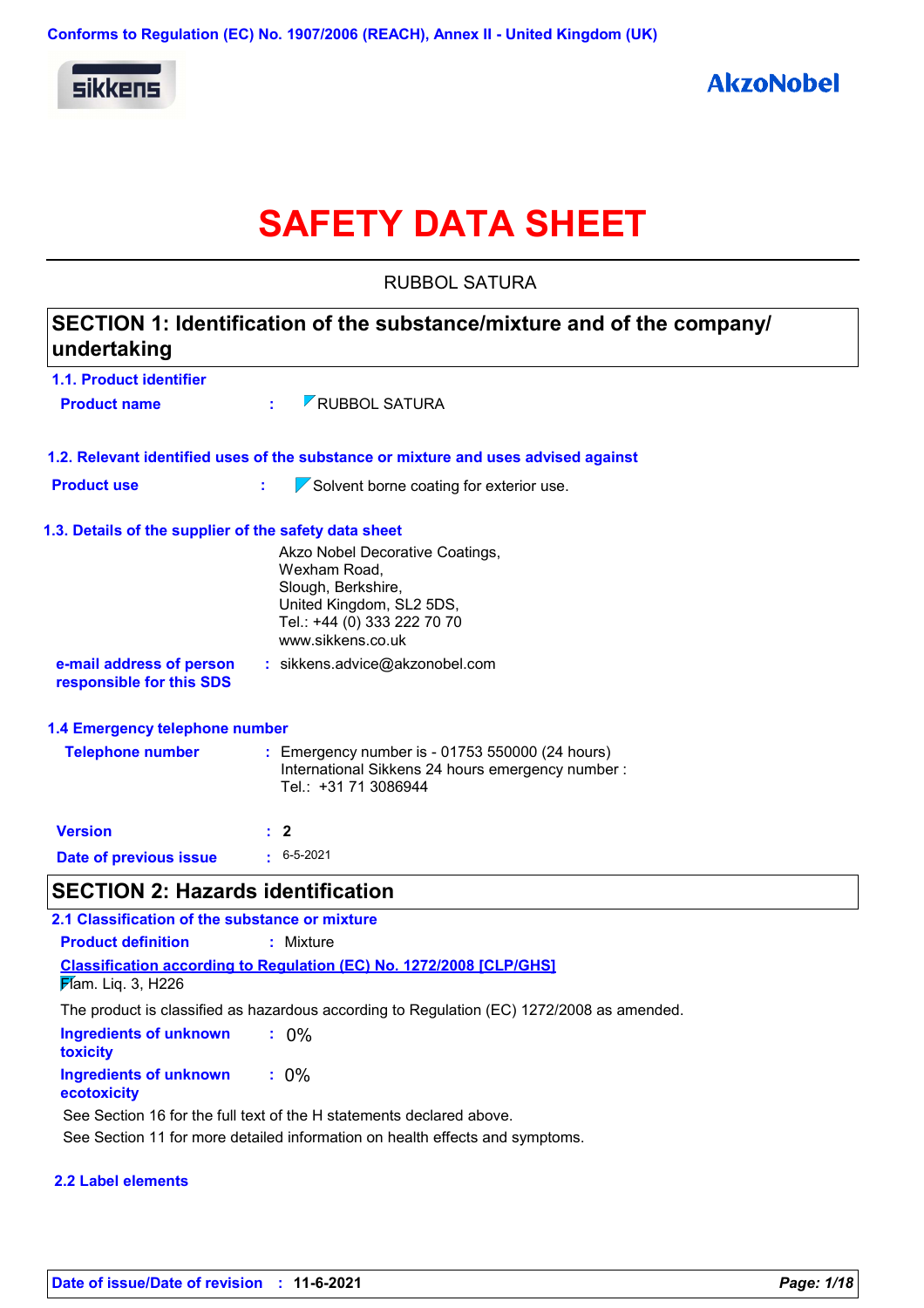Conforms to Regulation (EC) No. 1907/2006 (REACH), Annex II - United Kingdom (UK)

# SAFETY DATA SHEET

RUBBOL SATURA

## SECTION 1: Identification of the substance/mixture and of the company/undertaking

### 1.1. Product identifier

**Product name** : RUBBOL SATURA

### 1.2. Relevant identified uses of the substance or mixture and uses advised against

**Product use** : Solvent borne coating for exterior use.

### 1.3. Details of the supplier of the safety data sheet

Akzo Nobel Decorative Coatings,
Wexham Road,
Slough, Berkshire,
United Kingdom, SL2 5DS,
Tel.: +44 (0) 333 222 70 70
www.sikkens.co.uk

**e-mail address of person responsible for this SDS** : sikkens.advice@akzonobel.com

### 1.4 Emergency telephone number

**Telephone number** : Emergency number is - 01753 550000 (24 hours)
International Sikkens 24 hours emergency number :
Tel.: +31 71 3086944

**Version** : 2

**Date of previous issue** : 6-5-2021

## SECTION 2: Hazards identification

### 2.1 Classification of the substance or mixture

**Product definition** : Mixture

**Classification according to Regulation (EC) No. 1272/2008 [CLP/GHS]**

Flam. Liq. 3, H226

The product is classified as hazardous according to Regulation (EC) 1272/2008 as amended.

**Ingredients of unknown toxicity** : 0%

**Ingredients of unknown ecotoxicity** : 0%

See Section 16 for the full text of the H statements declared above.

See Section 11 for more detailed information on health effects and symptoms.

### 2.2 Label elements

**Date of issue/Date of revision** : 11-6-2021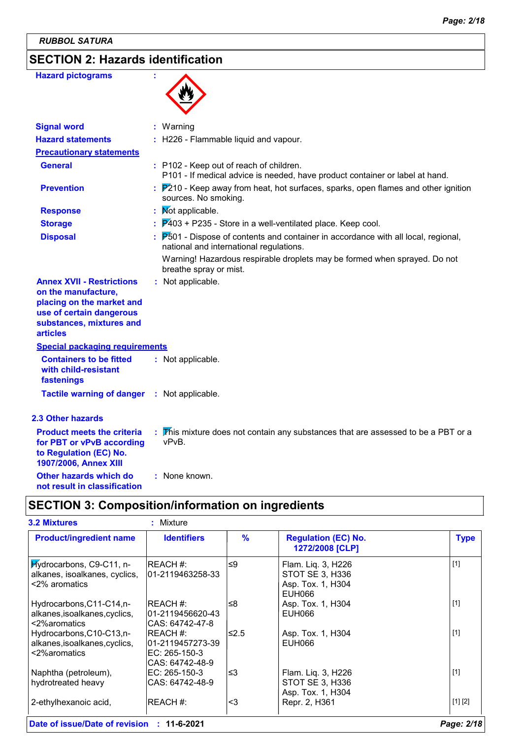**RUBBOL SATURA**

## SECTION 2: Hazards identification

**Hazard pictograms** :

**Signal word** : Warning

**Hazard statements** : H226 - Flammable liquid and vapour.

**Precautionary statements**

**General** : P102 - Keep out of reach of children.
P101 - If medical advice is needed, have product container or label at hand.

**Prevention** : P210 - Keep away from heat, hot surfaces, sparks, open flames and other ignition sources. No smoking.

**Response** : Not applicable.

**Storage** : P403 + P235 - Store in a well-ventilated place. Keep cool.

**Disposal** : P501 - Dispose of contents and container in accordance with all local, regional, national and international regulations.

Warning! Hazardous respirable droplets may be formed when sprayed. Do not breathe spray or mist.

**Annex XVII - Restrictions on the manufacture, placing on the market and use of certain dangerous substances, mixtures and articles** : Not applicable.

**Special packaging requirements**

**Containers to be fitted with child-resistant fastenings** : Not applicable.

**Tactile warning of danger** : Not applicable.

### 2.3 Other hazards

**Product meets the criteria for PBT or vPvB according to Regulation (EC) No. 1907/2006, Annex XIII** : This mixture does not contain any substances that are assessed to be a PBT or a vPvB.

**Other hazards which do not result in classification** : None known.

## SECTION 3: Composition/information on ingredients

**3.2 Mixtures** : Mixture

| Product/ingredient name | Identifiers | % | Regulation (EC) No. 1272/2008 [CLP] | Type |
|---|---|---|---|---|
| Hydrocarbons, C9-C11, n-alkanes, isoalkanes, cyclics, <2% aromatics | REACH #: 01-2119463258-33 | ≤9 | Flam. Liq. 3, H226<br>STOT SE 3, H336<br>Asp. Tox. 1, H304<br>EUH066 | [1] |
| Hydrocarbons,C11-C14,n-alkanes,isoalkanes,cyclics, <2%aromatics | REACH #: 01-2119456620-43<br>CAS: 64742-47-8 | ≤8 | Asp. Tox. 1, H304<br>EUH066 | [1] |
| Hydrocarbons,C10-C13,n-alkanes,isoalkanes,cyclics, <2%aromatics | REACH #: 01-2119457273-39<br>EC: 265-150-3<br>CAS: 64742-48-9 | ≤2.5 | Asp. Tox. 1, H304<br>EUH066 | [1] |
| Naphtha (petroleum), hydrotreated heavy | EC: 265-150-3<br>CAS: 64742-48-9 | ≤3 | Flam. Liq. 3, H226<br>STOT SE 3, H336<br>Asp. Tox. 1, H304 | [1] |
| 2-ethylhexanoic acid, | REACH #: | <3 | Repr. 2, H361 | [1] [2] |

**Date of issue/Date of revision** : 11-6-2021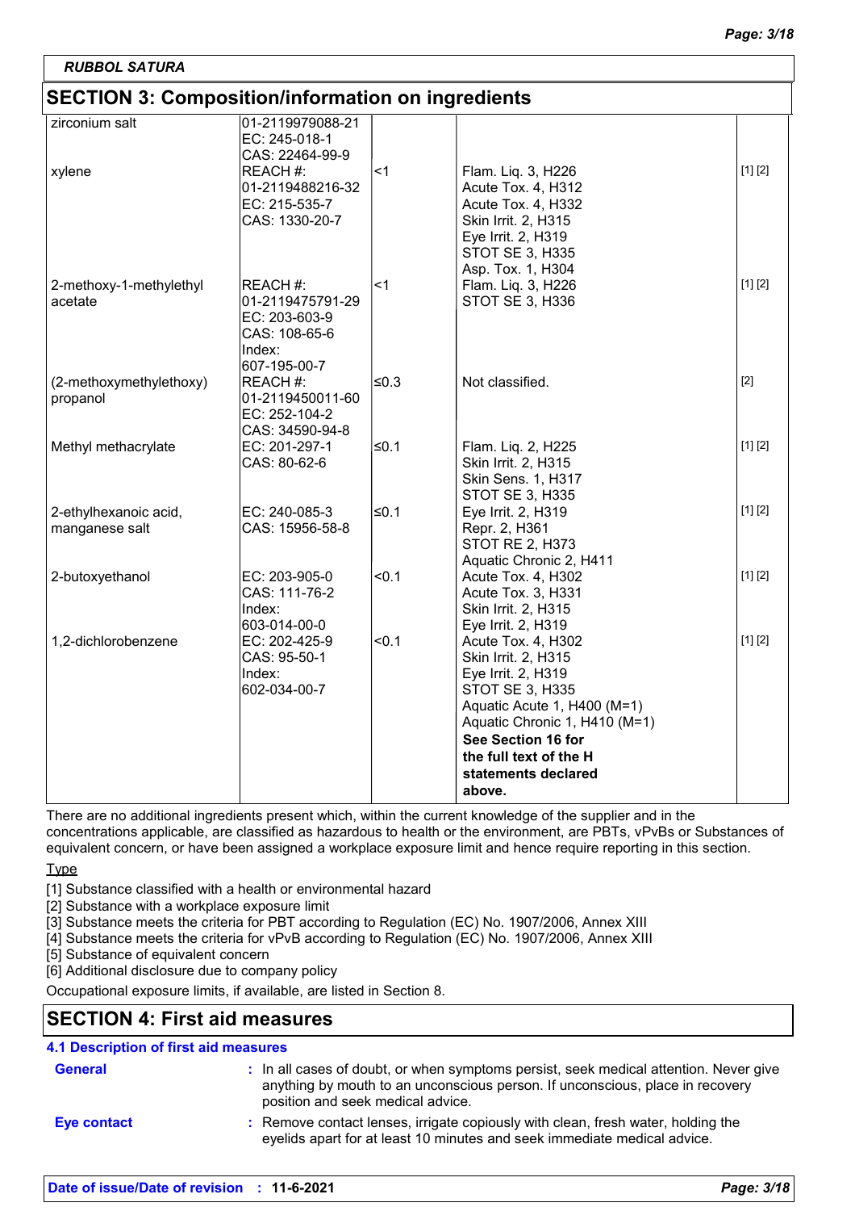**RUBBOL SATURA**

## SECTION 3: Composition/information on ingredients

| | | | | |
|---|---|---|---|---|
| zirconium salt | 01-2119979088-21<br>EC: 245-018-1<br>CAS: 22464-99-9 | | | |
| xylene | REACH #:<br>01-2119488216-32<br>EC: 215-535-7<br>CAS: 1330-20-7 | <1 | Flam. Liq. 3, H226<br>Acute Tox. 4, H312<br>Acute Tox. 4, H332<br>Skin Irrit. 2, H315<br>Eye Irrit. 2, H319<br>STOT SE 3, H335<br>Asp. Tox. 1, H304 | [1] [2] |
| 2-methoxy-1-methylethyl acetate | REACH #:<br>01-2119475791-29<br>EC: 203-603-9<br>CAS: 108-65-6<br>Index:<br>607-195-00-7 | <1 | Flam. Liq. 3, H226<br>STOT SE 3, H336 | [1] [2] |
| (2-methoxymethylethoxy) propanol | REACH #:<br>01-2119450011-60<br>EC: 252-104-2<br>CAS: 34590-94-8 | ≤0.3 | Not classified. | [2] |
| Methyl methacrylate | EC: 201-297-1<br>CAS: 80-62-6 | ≤0.1 | Flam. Liq. 2, H225<br>Skin Irrit. 2, H315<br>Skin Sens. 1, H317<br>STOT SE 3, H335 | [1] [2] |
| 2-ethylhexanoic acid, manganese salt | EC: 240-085-3<br>CAS: 15956-58-8 | ≤0.1 | Eye Irrit. 2, H319<br>Repr. 2, H361<br>STOT RE 2, H373<br>Aquatic Chronic 2, H411 | [1] [2] |
| 2-butoxyethanol | EC: 203-905-0<br>CAS: 111-76-2<br>Index:<br>603-014-00-0 | <0.1 | Acute Tox. 4, H302<br>Acute Tox. 3, H331<br>Skin Irrit. 2, H315<br>Eye Irrit. 2, H319 | [1] [2] |
| 1,2-dichlorobenzene | EC: 202-425-9<br>CAS: 95-50-1<br>Index:<br>602-034-00-7 | <0.1 | Acute Tox. 4, H302<br>Skin Irrit. 2, H315<br>Eye Irrit. 2, H319<br>STOT SE 3, H335<br>Aquatic Acute 1, H400 (M=1)<br>Aquatic Chronic 1, H410 (M=1)<br>**See Section 16 for the full text of the H statements declared above.** | [1] [2] |

There are no additional ingredients present which, within the current knowledge of the supplier and in the concentrations applicable, are classified as hazardous to health or the environment, are PBTs, vPvBs or Substances of equivalent concern, or have been assigned a workplace exposure limit and hence require reporting in this section.

Type

[1] Substance classified with a health or environmental hazard
[2] Substance with a workplace exposure limit
[3] Substance meets the criteria for PBT according to Regulation (EC) No. 1907/2006, Annex XIII
[4] Substance meets the criteria for vPvB according to Regulation (EC) No. 1907/2006, Annex XIII
[5] Substance of equivalent concern
[6] Additional disclosure due to company policy

Occupational exposure limits, if available, are listed in Section 8.

## SECTION 4: First aid measures

### 4.1 Description of first aid measures

**General** : In all cases of doubt, or when symptoms persist, seek medical attention. Never give anything by mouth to an unconscious person. If unconscious, place in recovery position and seek medical advice.

**Eye contact** : Remove contact lenses, irrigate copiously with clean, fresh water, holding the eyelids apart for at least 10 minutes and seek immediate medical advice.

**Date of issue/Date of revision : 11-6-2021**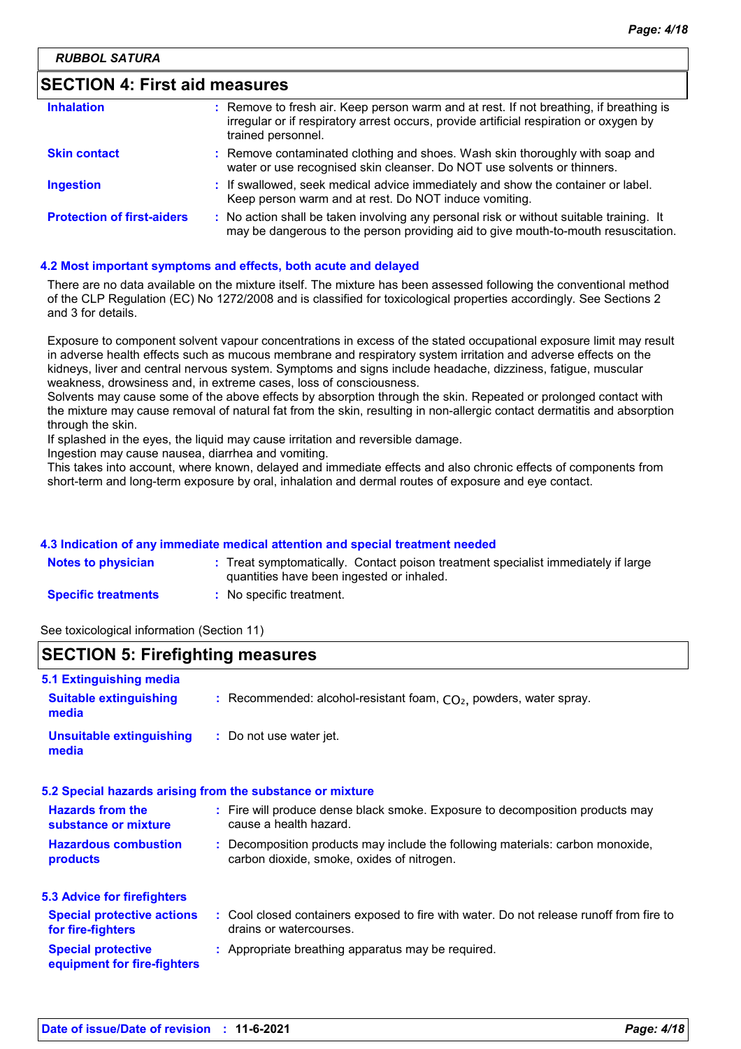## SECTION 4: First aid measures

| | |
|---|---|
| **Inhalation** | : Remove to fresh air. Keep person warm and at rest. If not breathing, if breathing is irregular or if respiratory arrest occurs, provide artificial respiration or oxygen by trained personnel. |
| **Skin contact** | : Remove contaminated clothing and shoes. Wash skin thoroughly with soap and water or use recognised skin cleanser. Do NOT use solvents or thinners. |
| **Ingestion** | : If swallowed, seek medical advice immediately and show the container or label. Keep person warm and at rest. Do NOT induce vomiting. |
| **Protection of first-aiders** | : No action shall be taken involving any personal risk or without suitable training. It may be dangerous to the person providing aid to give mouth-to-mouth resuscitation. |

### 4.2 Most important symptoms and effects, both acute and delayed

There are no data available on the mixture itself. The mixture has been assessed following the conventional method of the CLP Regulation (EC) No 1272/2008 and is classified for toxicological properties accordingly. See Sections 2 and 3 for details.

Exposure to component solvent vapour concentrations in excess of the stated occupational exposure limit may result in adverse health effects such as mucous membrane and respiratory system irritation and adverse effects on the kidneys, liver and central nervous system. Symptoms and signs include headache, dizziness, fatigue, muscular weakness, drowsiness and, in extreme cases, loss of consciousness.
Solvents may cause some of the above effects by absorption through the skin. Repeated or prolonged contact with the mixture may cause removal of natural fat from the skin, resulting in non-allergic contact dermatitis and absorption through the skin.
If splashed in the eyes, the liquid may cause irritation and reversible damage.
Ingestion may cause nausea, diarrhea and vomiting.
This takes into account, where known, delayed and immediate effects and also chronic effects of components from short-term and long-term exposure by oral, inhalation and dermal routes of exposure and eye contact.

### 4.3 Indication of any immediate medical attention and special treatment needed

| | |
|---|---|
| **Notes to physician** | : Treat symptomatically. Contact poison treatment specialist immediately if large quantities have been ingested or inhaled. |
| **Specific treatments** | : No specific treatment. |

See toxicological information (Section 11)

## SECTION 5: Firefighting measures

### 5.1 Extinguishing media

| | |
|---|---|
| **Suitable extinguishing media** | : Recommended: alcohol-resistant foam, $CO_2$, powders, water spray. |
| **Unsuitable extinguishing media** | : Do not use water jet. |

### 5.2 Special hazards arising from the substance or mixture

| | |
|---|---|
| **Hazards from the substance or mixture** | : Fire will produce dense black smoke. Exposure to decomposition products may cause a health hazard. |
| **Hazardous combustion products** | : Decomposition products may include the following materials: carbon monoxide, carbon dioxide, smoke, oxides of nitrogen. |

### 5.3 Advice for firefighters

| | |
|---|---|
| **Special protective actions for fire-fighters** | : Cool closed containers exposed to fire with water. Do not release runoff from fire to drains or watercourses. |
| **Special protective equipment for fire-fighters** | : Appropriate breathing apparatus may be required. |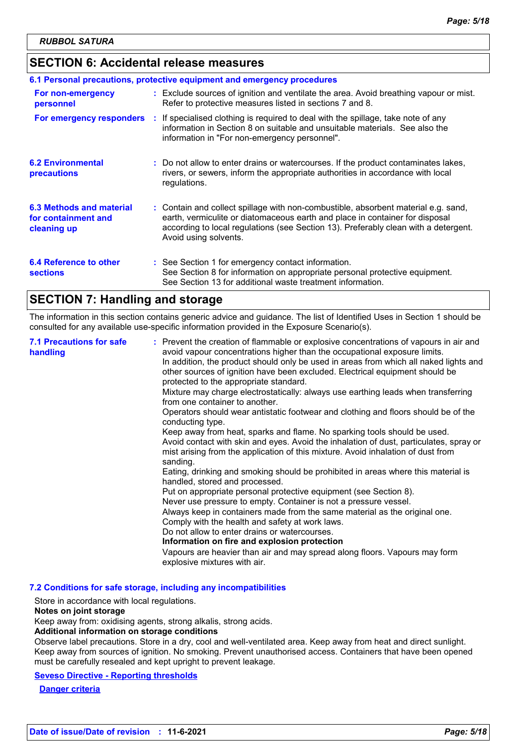## SECTION 6: Accidental release measures

### 6.1 Personal precautions, protective equipment and emergency procedures

| | |
|---|---|
| **For non-emergency personnel** | Exclude sources of ignition and ventilate the area. Avoid breathing vapour or mist. Refer to protective measures listed in sections 7 and 8. |
| **For emergency responders** | If specialised clothing is required to deal with the spillage, take note of any information in Section 8 on suitable and unsuitable materials. See also the information in "For non-emergency personnel". |

**6.2 Environmental precautions** : Do not allow to enter drains or watercourses. If the product contaminates lakes, rivers, or sewers, inform the appropriate authorities in accordance with local regulations.

**6.3 Methods and material for containment and cleaning up** : Contain and collect spillage with non-combustible, absorbent material e.g. sand, earth, vermiculite or diatomaceous earth and place in container for disposal according to local regulations (see Section 13). Preferably clean with a detergent. Avoid using solvents.

**6.4 Reference to other sections** : See Section 1 for emergency contact information.
See Section 8 for information on appropriate personal protective equipment.
See Section 13 for additional waste treatment information.

## SECTION 7: Handling and storage

The information in this section contains generic advice and guidance. The list of Identified Uses in Section 1 should be consulted for any available use-specific information provided in the Exposure Scenario(s).

**7.1 Precautions for safe handling** : Prevent the creation of flammable or explosive concentrations of vapours in air and avoid vapour concentrations higher than the occupational exposure limits.
In addition, the product should only be used in areas from which all naked lights and other sources of ignition have been excluded. Electrical equipment should be protected to the appropriate standard.
Mixture may charge electrostatically: always use earthing leads when transferring from one container to another.
Operators should wear antistatic footwear and clothing and floors should be of the conducting type.
Keep away from heat, sparks and flame. No sparking tools should be used.
Avoid contact with skin and eyes. Avoid the inhalation of dust, particulates, spray or mist arising from the application of this mixture. Avoid inhalation of dust from sanding.
Eating, drinking and smoking should be prohibited in areas where this material is handled, stored and processed.
Put on appropriate personal protective equipment (see Section 8).
Never use pressure to empty. Container is not a pressure vessel.
Always keep in containers made from the same material as the original one.
Comply with the health and safety at work laws.
Do not allow to enter drains or watercourses.

**Information on fire and explosion protection**

Vapours are heavier than air and may spread along floors. Vapours may form explosive mixtures with air.

### 7.2 Conditions for safe storage, including any incompatibilities

Store in accordance with local regulations.

**Notes on joint storage**

Keep away from: oxidising agents, strong alkalis, strong acids.

**Additional information on storage conditions**

Observe label precautions. Store in a dry, cool and well-ventilated area. Keep away from heat and direct sunlight. Keep away from sources of ignition. No smoking. Prevent unauthorised access. Containers that have been opened must be carefully resealed and kept upright to prevent leakage.

**Seveso Directive - Reporting thresholds**

**Danger criteria**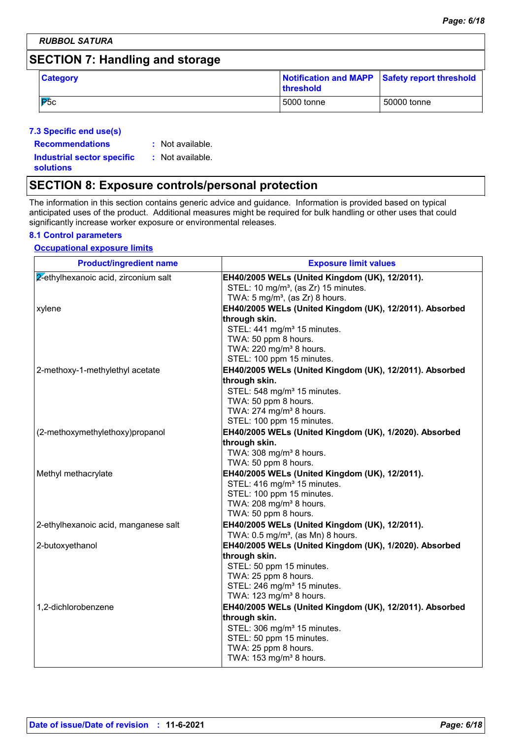RUBBOL SATURA

## SECTION 7: Handling and storage

| Category | Notification and MAPP threshold | Safety report threshold |
|---|---|---|
| P5c | 5000 tonne | 50000 tonne |

### 7.3 Specific end use(s)

**Recommendations** : Not available.

**Industrial sector specific solutions** : Not available.

## SECTION 8: Exposure controls/personal protection

The information in this section contains generic advice and guidance. Information is provided based on typical anticipated uses of the product. Additional measures might be required for bulk handling or other uses that could significantly increase worker exposure or environmental releases.

### 8.1 Control parameters

**Occupational exposure limits**

| Product/ingredient name | Exposure limit values |
|---|---|
| 2-ethylhexanoic acid, zirconium salt | **EH40/2005 WELs (United Kingdom (UK), 12/2011).**<br>STEL: 10 mg/m³, (as Zr) 15 minutes.<br>TWA: 5 mg/m³, (as Zr) 8 hours. |
| xylene | **EH40/2005 WELs (United Kingdom (UK), 12/2011). Absorbed through skin.**<br>STEL: 441 mg/m³ 15 minutes.<br>TWA: 50 ppm 8 hours.<br>TWA: 220 mg/m³ 8 hours.<br>STEL: 100 ppm 15 minutes. |
| 2-methoxy-1-methylethyl acetate | **EH40/2005 WELs (United Kingdom (UK), 12/2011). Absorbed through skin.**<br>STEL: 548 mg/m³ 15 minutes.<br>TWA: 50 ppm 8 hours.<br>TWA: 274 mg/m³ 8 hours.<br>STEL: 100 ppm 15 minutes. |
| (2-methoxymethylethoxy)propanol | **EH40/2005 WELs (United Kingdom (UK), 1/2020). Absorbed through skin.**<br>TWA: 308 mg/m³ 8 hours.<br>TWA: 50 ppm 8 hours. |
| Methyl methacrylate | **EH40/2005 WELs (United Kingdom (UK), 12/2011).**<br>STEL: 416 mg/m³ 15 minutes.<br>STEL: 100 ppm 15 minutes.<br>TWA: 208 mg/m³ 8 hours.<br>TWA: 50 ppm 8 hours. |
| 2-ethylhexanoic acid, manganese salt | **EH40/2005 WELs (United Kingdom (UK), 12/2011).**<br>TWA: 0.5 mg/m³, (as Mn) 8 hours. |
| 2-butoxyethanol | **EH40/2005 WELs (United Kingdom (UK), 1/2020). Absorbed through skin.**<br>STEL: 50 ppm 15 minutes.<br>TWA: 25 ppm 8 hours.<br>STEL: 246 mg/m³ 15 minutes.<br>TWA: 123 mg/m³ 8 hours. |
| 1,2-dichlorobenzene | **EH40/2005 WELs (United Kingdom (UK), 12/2011). Absorbed through skin.**<br>STEL: 306 mg/m³ 15 minutes.<br>STEL: 50 ppm 15 minutes.<br>TWA: 25 ppm 8 hours.<br>TWA: 153 mg/m³ 8 hours. |

**Date of issue/Date of revision** : **11-6-2021**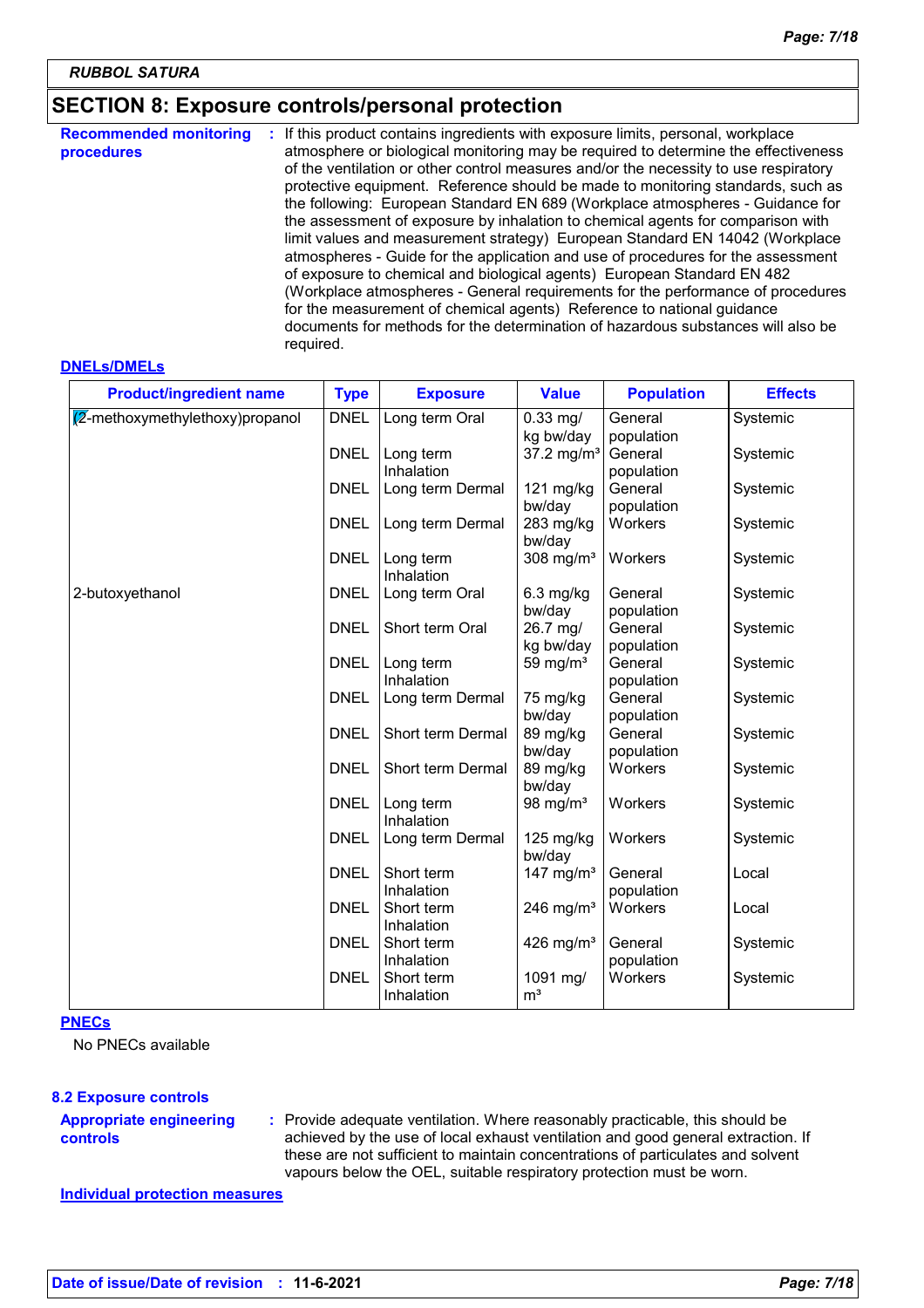**RUBBOL SATURA**

## SECTION 8: Exposure controls/personal protection

**Recommended monitoring procedures** : If this product contains ingredients with exposure limits, personal, workplace atmosphere or biological monitoring may be required to determine the effectiveness of the ventilation or other control measures and/or the necessity to use respiratory protective equipment. Reference should be made to monitoring standards, such as the following: European Standard EN 689 (Workplace atmospheres - Guidance for the assessment of exposure by inhalation to chemical agents for comparison with limit values and measurement strategy) European Standard EN 14042 (Workplace atmospheres - Guide for the application and use of procedures for the assessment of exposure to chemical and biological agents) European Standard EN 482 (Workplace atmospheres - General requirements for the performance of procedures for the measurement of chemical agents) Reference to national guidance documents for methods for the determination of hazardous substances will also be required.

**DNELs/DMELs**

| Product/ingredient name | Type | Exposure | Value | Population | Effects |
|---|---|---|---|---|---|
| (2-methoxymethylethoxy)propanol | DNEL | Long term Oral | 0.33 mg/kg bw/day | General population | Systemic |
| | DNEL | Long term Inhalation | 37.2 mg/m³ | General population | Systemic |
| | DNEL | Long term Dermal | 121 mg/kg bw/day | General population | Systemic |
| | DNEL | Long term Dermal | 283 mg/kg bw/day | Workers | Systemic |
| | DNEL | Long term Inhalation | 308 mg/m³ | Workers | Systemic |
| 2-butoxyethanol | DNEL | Long term Oral | 6.3 mg/kg bw/day | General population | Systemic |
| | DNEL | Short term Oral | 26.7 mg/kg bw/day | General population | Systemic |
| | DNEL | Long term Inhalation | 59 mg/m³ | General population | Systemic |
| | DNEL | Long term Dermal | 75 mg/kg bw/day | General population | Systemic |
| | DNEL | Short term Dermal | 89 mg/kg bw/day | General population | Systemic |
| | DNEL | Short term Dermal | 89 mg/kg bw/day | Workers | Systemic |
| | DNEL | Long term Inhalation | 98 mg/m³ | Workers | Systemic |
| | DNEL | Long term Dermal | 125 mg/kg bw/day | Workers | Systemic |
| | DNEL | Short term Inhalation | 147 mg/m³ | General population | Local |
| | DNEL | Short term Inhalation | 246 mg/m³ | Workers | Local |
| | DNEL | Short term Inhalation | 426 mg/m³ | General population | Systemic |
| | DNEL | Short term Inhalation | 1091 mg/m³ | Workers | Systemic |

**PNECs**

No PNECs available

### 8.2 Exposure controls

**Appropriate engineering controls** : Provide adequate ventilation. Where reasonably practicable, this should be achieved by the use of local exhaust ventilation and good general extraction. If these are not sufficient to maintain concentrations of particulates and solvent vapours below the OEL, suitable respiratory protection must be worn.

**Individual protection measures**

**Date of issue/Date of revision : 11-6-2021**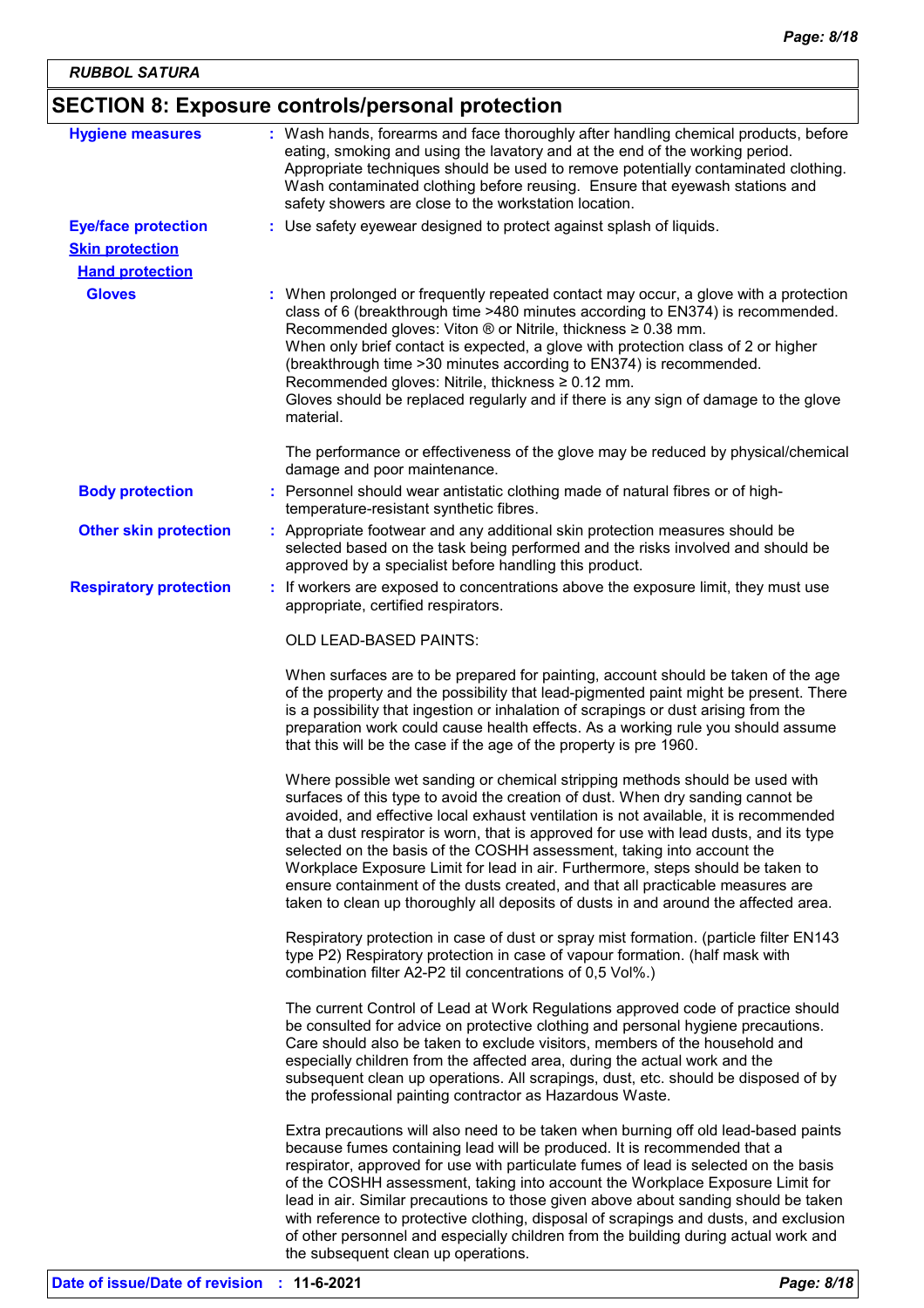**RUBBOL SATURA**

## SECTION 8: Exposure controls/personal protection

**Hygiene measures** : Wash hands, forearms and face thoroughly after handling chemical products, before eating, smoking and using the lavatory and at the end of the working period. Appropriate techniques should be used to remove potentially contaminated clothing. Wash contaminated clothing before reusing. Ensure that eyewash stations and safety showers are close to the workstation location.

**Eye/face protection** : Use safety eyewear designed to protect against splash of liquids.

**Skin protection**

**Hand protection**

**Gloves** : When prolonged or frequently repeated contact may occur, a glove with a protection class of 6 (breakthrough time >480 minutes according to EN374) is recommended. Recommended gloves: Viton ® or Nitrile, thickness ≥ 0.38 mm.
When only brief contact is expected, a glove with protection class of 2 or higher (breakthrough time >30 minutes according to EN374) is recommended.
Recommended gloves: Nitrile, thickness ≥ 0.12 mm.
Gloves should be replaced regularly and if there is any sign of damage to the glove material.

The performance or effectiveness of the glove may be reduced by physical/chemical damage and poor maintenance.

**Body protection** : Personnel should wear antistatic clothing made of natural fibres or of high-temperature-resistant synthetic fibres.

**Other skin protection** : Appropriate footwear and any additional skin protection measures should be selected based on the task being performed and the risks involved and should be approved by a specialist before handling this product.

**Respiratory protection** : If workers are exposed to concentrations above the exposure limit, they must use appropriate, certified respirators.

OLD LEAD-BASED PAINTS:

When surfaces are to be prepared for painting, account should be taken of the age of the property and the possibility that lead-pigmented paint might be present. There is a possibility that ingestion or inhalation of scrapings or dust arising from the preparation work could cause health effects. As a working rule you should assume that this will be the case if the age of the property is pre 1960.

Where possible wet sanding or chemical stripping methods should be used with surfaces of this type to avoid the creation of dust. When dry sanding cannot be avoided, and effective local exhaust ventilation is not available, it is recommended that a dust respirator is worn, that is approved for use with lead dusts, and its type selected on the basis of the COSHH assessment, taking into account the Workplace Exposure Limit for lead in air. Furthermore, steps should be taken to ensure containment of the dusts created, and that all practicable measures are taken to clean up thoroughly all deposits of dusts in and around the affected area.

Respiratory protection in case of dust or spray mist formation. (particle filter EN143 type P2) Respiratory protection in case of vapour formation. (half mask with combination filter A2-P2 til concentrations of 0,5 Vol%.)

The current Control of Lead at Work Regulations approved code of practice should be consulted for advice on protective clothing and personal hygiene precautions. Care should also be taken to exclude visitors, members of the household and especially children from the affected area, during the actual work and the subsequent clean up operations. All scrapings, dust, etc. should be disposed of by the professional painting contractor as Hazardous Waste.

Extra precautions will also need to be taken when burning off old lead-based paints because fumes containing lead will be produced. It is recommended that a respirator, approved for use with particulate fumes of lead is selected on the basis of the COSHH assessment, taking into account the Workplace Exposure Limit for lead in air. Similar precautions to those given above about sanding should be taken with reference to protective clothing, disposal of scrapings and dusts, and exclusion of other personnel and especially children from the building during actual work and the subsequent clean up operations.

**Date of issue/Date of revision** : **11-6-2021**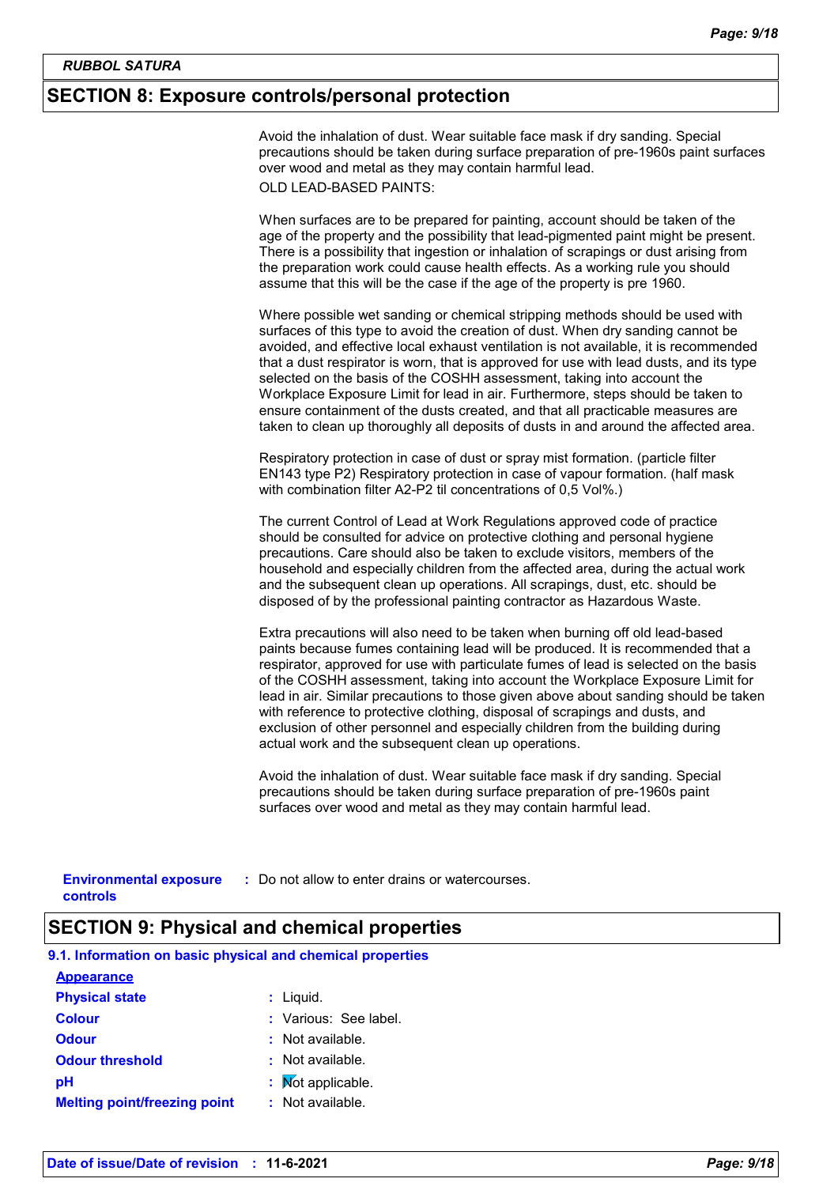## SECTION 8: Exposure controls/personal protection

Avoid the inhalation of dust. Wear suitable face mask if dry sanding. Special precautions should be taken during surface preparation of pre-1960s paint surfaces over wood and metal as they may contain harmful lead.

OLD LEAD-BASED PAINTS:

When surfaces are to be prepared for painting, account should be taken of the age of the property and the possibility that lead-pigmented paint might be present. There is a possibility that ingestion or inhalation of scrapings or dust arising from the preparation work could cause health effects. As a working rule you should assume that this will be the case if the age of the property is pre 1960.

Where possible wet sanding or chemical stripping methods should be used with surfaces of this type to avoid the creation of dust. When dry sanding cannot be avoided, and effective local exhaust ventilation is not available, it is recommended that a dust respirator is worn, that is approved for use with lead dusts, and its type selected on the basis of the COSHH assessment, taking into account the Workplace Exposure Limit for lead in air. Furthermore, steps should be taken to ensure containment of the dusts created, and that all practicable measures are taken to clean up thoroughly all deposits of dusts in and around the affected area.

Respiratory protection in case of dust or spray mist formation. (particle filter EN143 type P2) Respiratory protection in case of vapour formation. (half mask with combination filter A2-P2 til concentrations of 0,5 Vol%.)

The current Control of Lead at Work Regulations approved code of practice should be consulted for advice on protective clothing and personal hygiene precautions. Care should also be taken to exclude visitors, members of the household and especially children from the affected area, during the actual work and the subsequent clean up operations. All scrapings, dust, etc. should be disposed of by the professional painting contractor as Hazardous Waste.

Extra precautions will also need to be taken when burning off old lead-based paints because fumes containing lead will be produced. It is recommended that a respirator, approved for use with particulate fumes of lead is selected on the basis of the COSHH assessment, taking into account the Workplace Exposure Limit for lead in air. Similar precautions to those given above about sanding should be taken with reference to protective clothing, disposal of scrapings and dusts, and exclusion of other personnel and especially children from the building during actual work and the subsequent clean up operations.

Avoid the inhalation of dust. Wear suitable face mask if dry sanding. Special precautions should be taken during surface preparation of pre-1960s paint surfaces over wood and metal as they may contain harmful lead.

**Environmental exposure controls** : Do not allow to enter drains or watercourses.

## SECTION 9: Physical and chemical properties

### 9.1. Information on basic physical and chemical properties

**Appearance**

**Physical state** : Liquid.

**Colour** : Various: See label.

**Odour** : Not available.

**Odour threshold** : Not available.

**pH** : Not applicable.

**Melting point/freezing point** : Not available.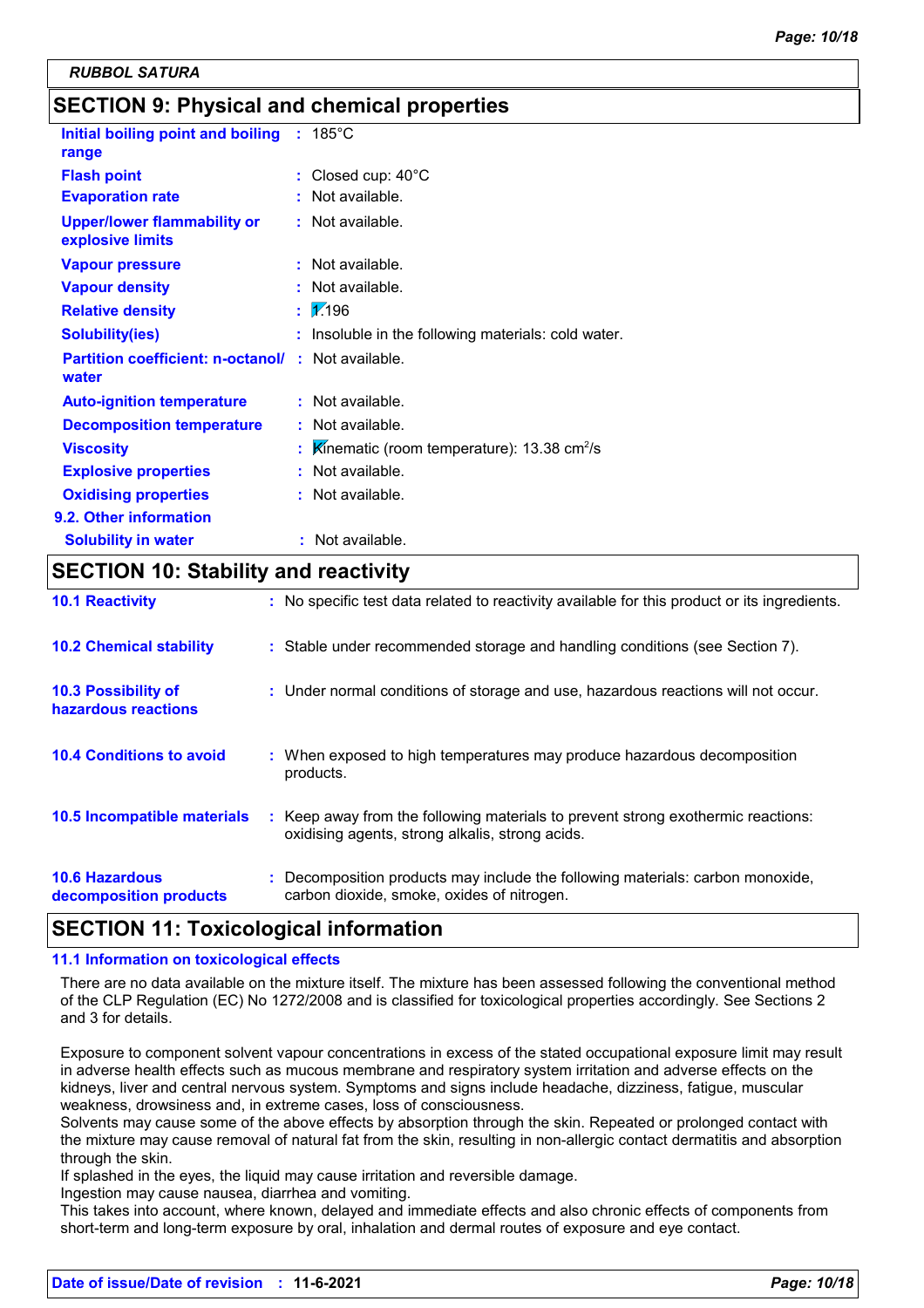RUBBOL SATURA

## SECTION 9: Physical and chemical properties

| Property | Value |
|---|---|
| Initial boiling point and boiling range | 185°C |
| Flash point | Closed cup: 40°C |
| Evaporation rate | Not available. |
| Upper/lower flammability or explosive limits | Not available. |
| Vapour pressure | Not available. |
| Vapour density | Not available. |
| Relative density | 1.196 |
| Solubility(ies) | Insoluble in the following materials: cold water. |
| Partition coefficient: n-octanol/ water | Not available. |
| Auto-ignition temperature | Not available. |
| Decomposition temperature | Not available. |
| Viscosity | Kinematic (room temperature): 13.38 $cm^2/s$ |
| Explosive properties | Not available. |
| Oxidising properties | Not available. |

**9.2. Other information**

| Property | Value |
|---|---|
| Solubility in water | Not available. |

## SECTION 10: Stability and reactivity

| | |
|---|---|
| 10.1 Reactivity | No specific test data related to reactivity available for this product or its ingredients. |
| 10.2 Chemical stability | Stable under recommended storage and handling conditions (see Section 7). |
| 10.3 Possibility of hazardous reactions | Under normal conditions of storage and use, hazardous reactions will not occur. |
| 10.4 Conditions to avoid | When exposed to high temperatures may produce hazardous decomposition products. |
| 10.5 Incompatible materials | Keep away from the following materials to prevent strong exothermic reactions: oxidising agents, strong alkalis, strong acids. |
| 10.6 Hazardous decomposition products | Decomposition products may include the following materials: carbon monoxide, carbon dioxide, smoke, oxides of nitrogen. |

## SECTION 11: Toxicological information

### 11.1 Information on toxicological effects

There are no data available on the mixture itself. The mixture has been assessed following the conventional method of the CLP Regulation (EC) No 1272/2008 and is classified for toxicological properties accordingly. See Sections 2 and 3 for details.

Exposure to component solvent vapour concentrations in excess of the stated occupational exposure limit may result in adverse health effects such as mucous membrane and respiratory system irritation and adverse effects on the kidneys, liver and central nervous system. Symptoms and signs include headache, dizziness, fatigue, muscular weakness, drowsiness and, in extreme cases, loss of consciousness.
Solvents may cause some of the above effects by absorption through the skin. Repeated or prolonged contact with the mixture may cause removal of natural fat from the skin, resulting in non-allergic contact dermatitis and absorption through the skin.
If splashed in the eyes, the liquid may cause irritation and reversible damage.
Ingestion may cause nausea, diarrhea and vomiting.
This takes into account, where known, delayed and immediate effects and also chronic effects of components from short-term and long-term exposure by oral, inhalation and dermal routes of exposure and eye contact.

**Date of issue/Date of revision : 11-6-2021**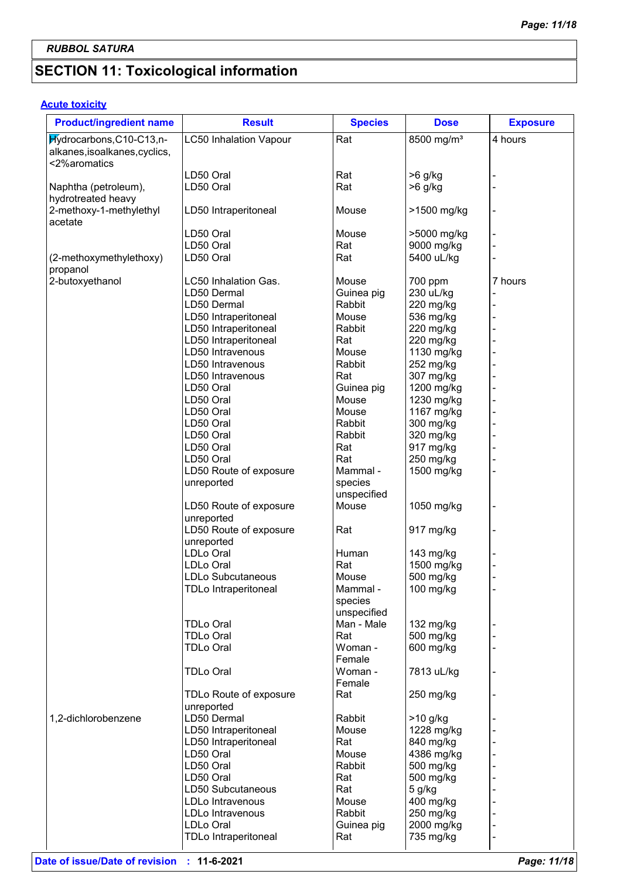RUBBOL SATURA

# SECTION 11: Toxicological information

### Acute toxicity

| Product/ingredient name | Result | Species | Dose | Exposure |
|---|---|---|---|---|
| Hydrocarbons,C10-C13,n-alkanes,isoalkanes,cyclics,<2%aromatics | LC50 Inhalation Vapour | Rat | 8500 mg/m³ | 4 hours |
| | LD50 Oral | Rat | >6 g/kg | - |
| Naphtha (petroleum), hydrotreated heavy | LD50 Oral | Rat | >6 g/kg | - |
| 2-methoxy-1-methylethyl acetate | LD50 Intraperitoneal | Mouse | >1500 mg/kg | - |
| | LD50 Oral | Mouse | >5000 mg/kg | - |
| | LD50 Oral | Rat | 9000 mg/kg | - |
| (2-methoxymethylethoxy) propanol | LD50 Oral | Rat | 5400 uL/kg | - |
| 2-butoxyethanol | LC50 Inhalation Gas. | Mouse | 700 ppm | 7 hours |
| | LD50 Dermal | Guinea pig | 230 uL/kg | - |
| | LD50 Dermal | Rabbit | 220 mg/kg | - |
| | LD50 Intraperitoneal | Mouse | 536 mg/kg | - |
| | LD50 Intraperitoneal | Rabbit | 220 mg/kg | - |
| | LD50 Intraperitoneal | Rat | 220 mg/kg | - |
| | LD50 Intravenous | Mouse | 1130 mg/kg | - |
| | LD50 Intravenous | Rabbit | 252 mg/kg | - |
| | LD50 Intravenous | Rat | 307 mg/kg | - |
| | LD50 Oral | Guinea pig | 1200 mg/kg | - |
| | LD50 Oral | Mouse | 1230 mg/kg | - |
| | LD50 Oral | Mouse | 1167 mg/kg | - |
| | LD50 Oral | Rabbit | 300 mg/kg | - |
| | LD50 Oral | Rabbit | 320 mg/kg | - |
| | LD50 Oral | Rat | 917 mg/kg | - |
| | LD50 Oral | Rat | 250 mg/kg | - |
| | LD50 Route of exposure unreported | Mammal - species unspecified | 1500 mg/kg | - |
| | LD50 Route of exposure unreported | Mouse | 1050 mg/kg | - |
| | LD50 Route of exposure unreported | Rat | 917 mg/kg | - |
| | LDLo Oral | Human | 143 mg/kg | - |
| | LDLo Oral | Rat | 1500 mg/kg | - |
| | LDLo Subcutaneous | Mouse | 500 mg/kg | - |
| | TDLo Intraperitoneal | Mammal - species unspecified | 100 mg/kg | - |
| | TDLo Oral | Man - Male | 132 mg/kg | - |
| | TDLo Oral | Rat | 500 mg/kg | - |
| | TDLo Oral | Woman - Female | 600 mg/kg | - |
| | TDLo Oral | Woman - Female | 7813 uL/kg | - |
| | TDLo Route of exposure unreported | Rat | 250 mg/kg | - |
| 1,2-dichlorobenzene | LD50 Dermal | Rabbit | >10 g/kg | - |
| | LD50 Intraperitoneal | Mouse | 1228 mg/kg | - |
| | LD50 Intraperitoneal | Rat | 840 mg/kg | - |
| | LD50 Oral | Mouse | 4386 mg/kg | - |
| | LD50 Oral | Rabbit | 500 mg/kg | - |
| | LD50 Oral | Rat | 500 mg/kg | - |
| | LD50 Subcutaneous | Rat | 5 g/kg | - |
| | LDLo Intravenous | Mouse | 400 mg/kg | - |
| | LDLo Intravenous | Rabbit | 250 mg/kg | - |
| | LDLo Oral | Guinea pig | 2000 mg/kg | - |
| | TDLo Intraperitoneal | Rat | 735 mg/kg | - |

Date of issue/Date of revision : 11-6-2021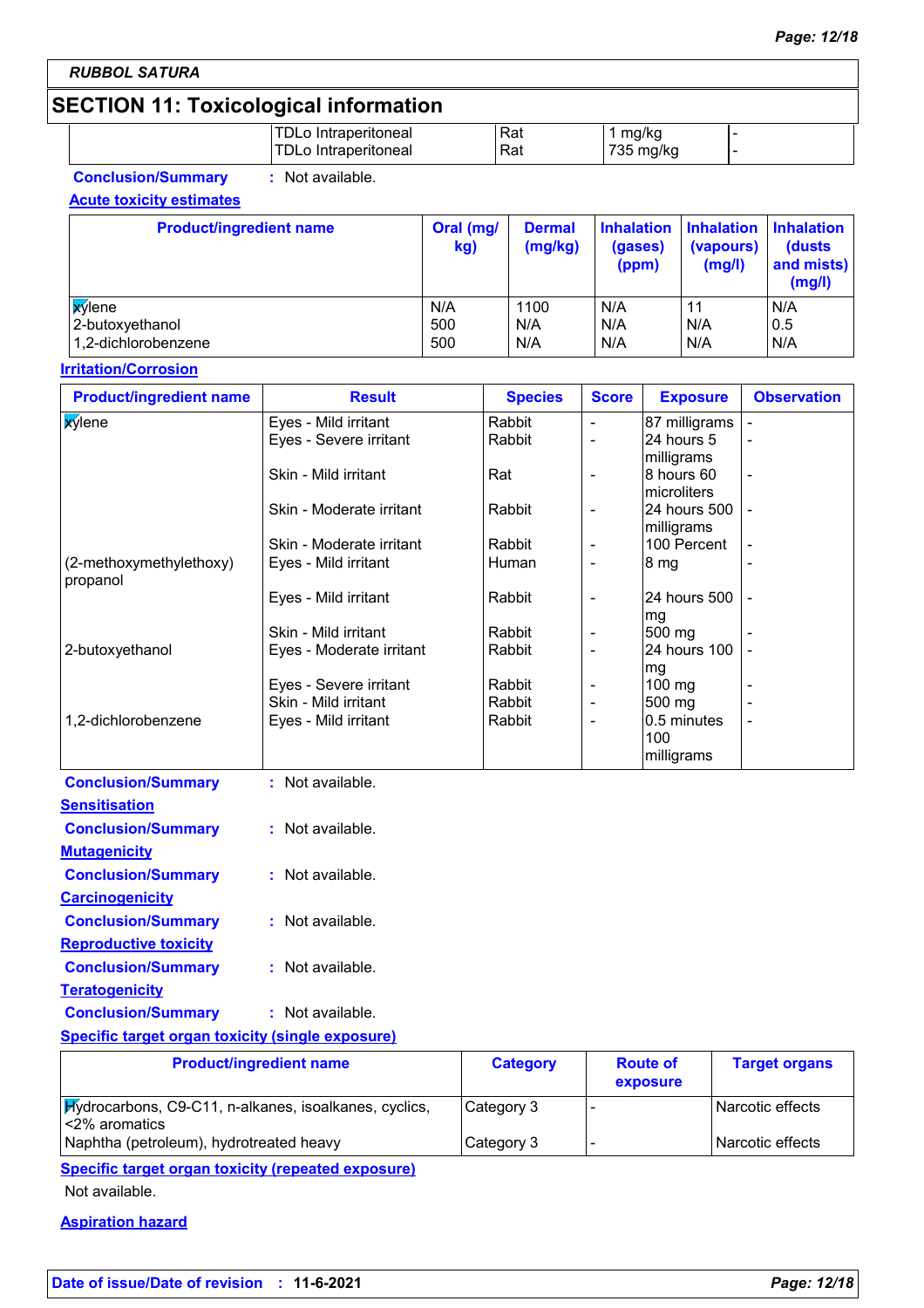## SECTION 11: Toxicological information

| | | | | |
|---|---|---|---|---|
| | TDLo Intraperitoneal | Rat | 1 mg/kg | - |
| | TDLo Intraperitoneal | Rat | 735 mg/kg | - |

**Conclusion/Summary** : Not available.

**Acute toxicity estimates**

| Product/ingredient name | Oral (mg/kg) | Dermal (mg/kg) | Inhalation (gases) (ppm) | Inhalation (vapours) (mg/l) | Inhalation (dusts and mists) (mg/l) |
|---|---|---|---|---|---|
| xylene | N/A | 1100 | N/A | 11 | N/A |
| 2-butoxyethanol | 500 | N/A | N/A | N/A | 0.5 |
| 1,2-dichlorobenzene | 500 | N/A | N/A | N/A | N/A |

**Irritation/Corrosion**

| Product/ingredient name | Result | Species | Score | Exposure | Observation |
|---|---|---|---|---|---|
| xylene | Eyes - Mild irritant | Rabbit | - | 87 milligrams | - |
| | Eyes - Severe irritant | Rabbit | - | 24 hours 5 milligrams | - |
| | Skin - Mild irritant | Rat | - | 8 hours 60 microliters | - |
| | Skin - Moderate irritant | Rabbit | - | 24 hours 500 milligrams | - |
| | Skin - Moderate irritant | Rabbit | - | 100 Percent | - |
| (2-methoxymethylethoxy) propanol | Eyes - Mild irritant | Human | - | 8 mg | - |
| | Eyes - Mild irritant | Rabbit | - | 24 hours 500 mg | - |
| | Skin - Mild irritant | Rabbit | - | 500 mg | - |
| 2-butoxyethanol | Eyes - Moderate irritant | Rabbit | - | 24 hours 100 mg | - |
| | Eyes - Severe irritant | Rabbit | - | 100 mg | - |
| | Skin - Mild irritant | Rabbit | - | 500 mg | - |
| 1,2-dichlorobenzene | Eyes - Mild irritant | Rabbit | - | 0.5 minutes 100 milligrams | - |

**Conclusion/Summary** : Not available.

**Sensitisation**

**Conclusion/Summary** : Not available.

**Mutagenicity**

**Conclusion/Summary** : Not available.

**Carcinogenicity**

**Conclusion/Summary** : Not available.

**Reproductive toxicity**

**Conclusion/Summary** : Not available.

**Teratogenicity**

**Conclusion/Summary** : Not available.

**Specific target organ toxicity (single exposure)**

| Product/ingredient name | Category | Route of exposure | Target organs |
|---|---|---|---|
| Hydrocarbons, C9-C11, n-alkanes, isoalkanes, cyclics, <2% aromatics | Category 3 | - | Narcotic effects |
| Naphtha (petroleum), hydrotreated heavy | Category 3 | - | Narcotic effects |

**Specific target organ toxicity (repeated exposure)**

Not available.

**Aspiration hazard**

**Date of issue/Date of revision** : **11-6-2021**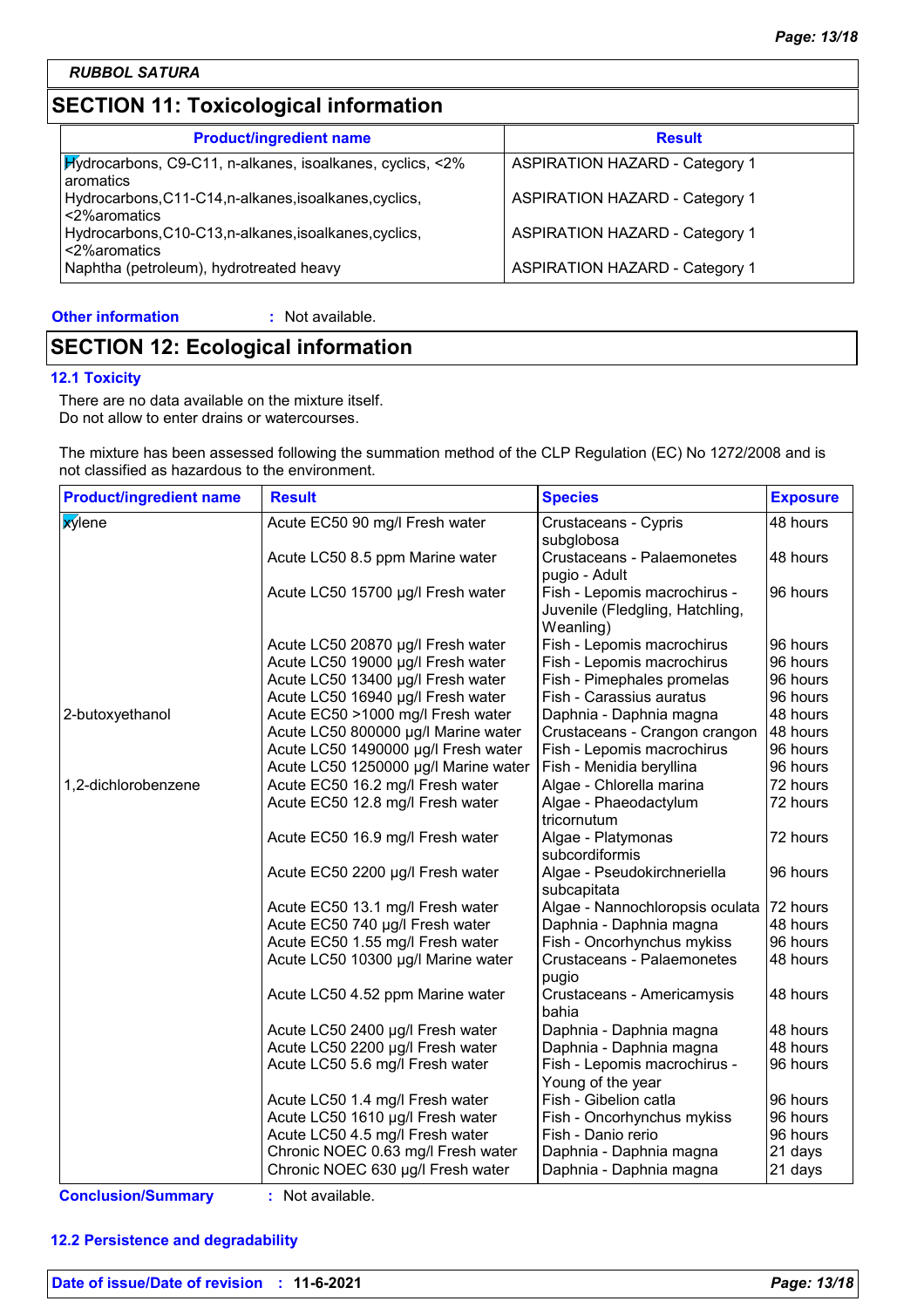**RUBBOL SATURA**

## SECTION 11: Toxicological information

| Product/ingredient name | Result |
|---|---|
| Hydrocarbons, C9-C11, n-alkanes, isoalkanes, cyclics, <2% aromatics | ASPIRATION HAZARD - Category 1 |
| Hydrocarbons,C11-C14,n-alkanes,isoalkanes,cyclics, <2%aromatics | ASPIRATION HAZARD - Category 1 |
| Hydrocarbons,C10-C13,n-alkanes,isoalkanes,cyclics, <2%aromatics | ASPIRATION HAZARD - Category 1 |
| Naphtha (petroleum), hydrotreated heavy | ASPIRATION HAZARD - Category 1 |

**Other information** : Not available.

## SECTION 12: Ecological information

### 12.1 Toxicity

There are no data available on the mixture itself.
Do not allow to enter drains or watercourses.

The mixture has been assessed following the summation method of the CLP Regulation (EC) No 1272/2008 and is not classified as hazardous to the environment.

| Product/ingredient name | Result | Species | Exposure |
|---|---|---|---|
| xylene | Acute EC50 90 mg/l Fresh water | Crustaceans - Cypris subglobosa | 48 hours |
| | Acute LC50 8.5 ppm Marine water | Crustaceans - Palaemonetes pugio - Adult | 48 hours |
| | Acute LC50 15700 µg/l Fresh water | Fish - Lepomis macrochirus - Juvenile (Fledgling, Hatchling, Weanling) | 96 hours |
| | Acute LC50 20870 µg/l Fresh water | Fish - Lepomis macrochirus | 96 hours |
| | Acute LC50 19000 µg/l Fresh water | Fish - Lepomis macrochirus | 96 hours |
| | Acute LC50 13400 µg/l Fresh water | Fish - Pimephales promelas | 96 hours |
| | Acute LC50 16940 µg/l Fresh water | Fish - Carassius auratus | 96 hours |
| 2-butoxyethanol | Acute EC50 >1000 mg/l Fresh water | Daphnia - Daphnia magna | 48 hours |
| | Acute LC50 800000 µg/l Marine water | Crustaceans - Crangon crangon | 48 hours |
| | Acute LC50 1490000 µg/l Fresh water | Fish - Lepomis macrochirus | 96 hours |
| | Acute LC50 1250000 µg/l Marine water | Fish - Menidia beryllina | 96 hours |
| 1,2-dichlorobenzene | Acute EC50 16.2 mg/l Fresh water | Algae - Chlorella marina | 72 hours |
| | Acute EC50 12.8 mg/l Fresh water | Algae - Phaeodactylum tricornutum | 72 hours |
| | Acute EC50 16.9 mg/l Fresh water | Algae - Platymonas subcordiformis | 72 hours |
| | Acute EC50 2200 µg/l Fresh water | Algae - Pseudokirchneriella subcapitata | 96 hours |
| | Acute EC50 13.1 mg/l Fresh water | Algae - Nannochloropsis oculata | 72 hours |
| | Acute EC50 740 µg/l Fresh water | Daphnia - Daphnia magna | 48 hours |
| | Acute EC50 1.55 mg/l Fresh water | Fish - Oncorhynchus mykiss | 96 hours |
| | Acute LC50 10300 µg/l Marine water | Crustaceans - Palaemonetes pugio | 48 hours |
| | Acute LC50 4.52 ppm Marine water | Crustaceans - Americamysis bahia | 48 hours |
| | Acute LC50 2400 µg/l Fresh water | Daphnia - Daphnia magna | 48 hours |
| | Acute LC50 2200 µg/l Fresh water | Daphnia - Daphnia magna | 48 hours |
| | Acute LC50 5.6 mg/l Fresh water | Fish - Lepomis macrochirus - Young of the year | 96 hours |
| | Acute LC50 1.4 mg/l Fresh water | Fish - Gibelion catla | 96 hours |
| | Acute LC50 1610 µg/l Fresh water | Fish - Oncorhynchus mykiss | 96 hours |
| | Acute LC50 4.5 mg/l Fresh water | Fish - Danio rerio | 96 hours |
| | Chronic NOEC 0.63 mg/l Fresh water | Daphnia - Daphnia magna | 21 days |
| | Chronic NOEC 630 µg/l Fresh water | Daphnia - Daphnia magna | 21 days |

**Conclusion/Summary** : Not available.

### 12.2 Persistence and degradability

**Date of issue/Date of revision** : **11-6-2021**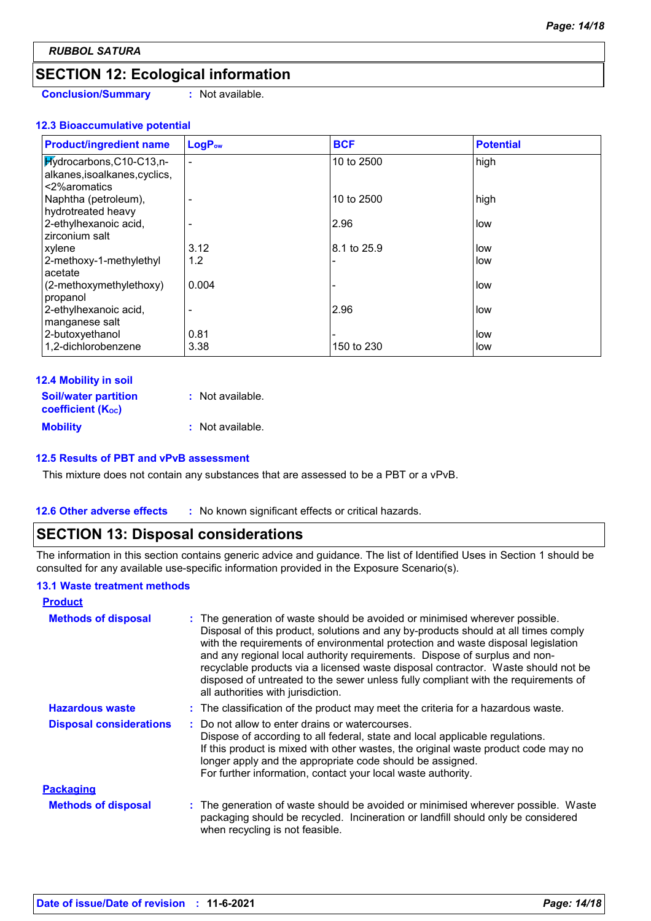## SECTION 12: Ecological information

**Conclusion/Summary** : Not available.

### 12.3 Bioaccumulative potential

| Product/ingredient name | $LogP_{ow}$ | BCF | Potential |
|---|---|---|---|
| Hydrocarbons,C10-C13,n-alkanes,isoalkanes,cyclics, <2%aromatics | - | 10 to 2500 | high |
| Naphtha (petroleum), hydrotreated heavy | - | 10 to 2500 | high |
| 2-ethylhexanoic acid, zirconium salt | - | 2.96 | low |
| xylene | 3.12 | 8.1 to 25.9 | low |
| 2-methoxy-1-methylethyl acetate | 1.2 | - | low |
| (2-methoxymethylethoxy) propanol | 0.004 | - | low |
| 2-ethylhexanoic acid, manganese salt | - | 2.96 | low |
| 2-butoxyethanol | 0.81 | - | low |
| 1,2-dichlorobenzene | 3.38 | 150 to 230 | low |

### 12.4 Mobility in soil

**Soil/water partition coefficient ($K_{OC}$)** : Not available.

**Mobility** : Not available.

### 12.5 Results of PBT and vPvB assessment

This mixture does not contain any substances that are assessed to be a PBT or a vPvB.

### 12.6 Other adverse effects : No known significant effects or critical hazards.

## SECTION 13: Disposal considerations

The information in this section contains generic advice and guidance. The list of Identified Uses in Section 1 should be consulted for any available use-specific information provided in the Exposure Scenario(s).

### 13.1 Waste treatment methods

**Product**

**Methods of disposal** : The generation of waste should be avoided or minimised wherever possible. Disposal of this product, solutions and any by-products should at all times comply with the requirements of environmental protection and waste disposal legislation and any regional local authority requirements. Dispose of surplus and non-recyclable products via a licensed waste disposal contractor. Waste should not be disposed of untreated to the sewer unless fully compliant with the requirements of all authorities with jurisdiction.

**Hazardous waste** : The classification of the product may meet the criteria for a hazardous waste.

**Disposal considerations** : Do not allow to enter drains or watercourses.
Dispose of according to all federal, state and local applicable regulations.
If this product is mixed with other wastes, the original waste product code may no longer apply and the appropriate code should be assigned.
For further information, contact your local waste authority.

**Packaging**

**Methods of disposal** : The generation of waste should be avoided or minimised wherever possible. Waste packaging should be recycled. Incineration or landfill should only be considered when recycling is not feasible.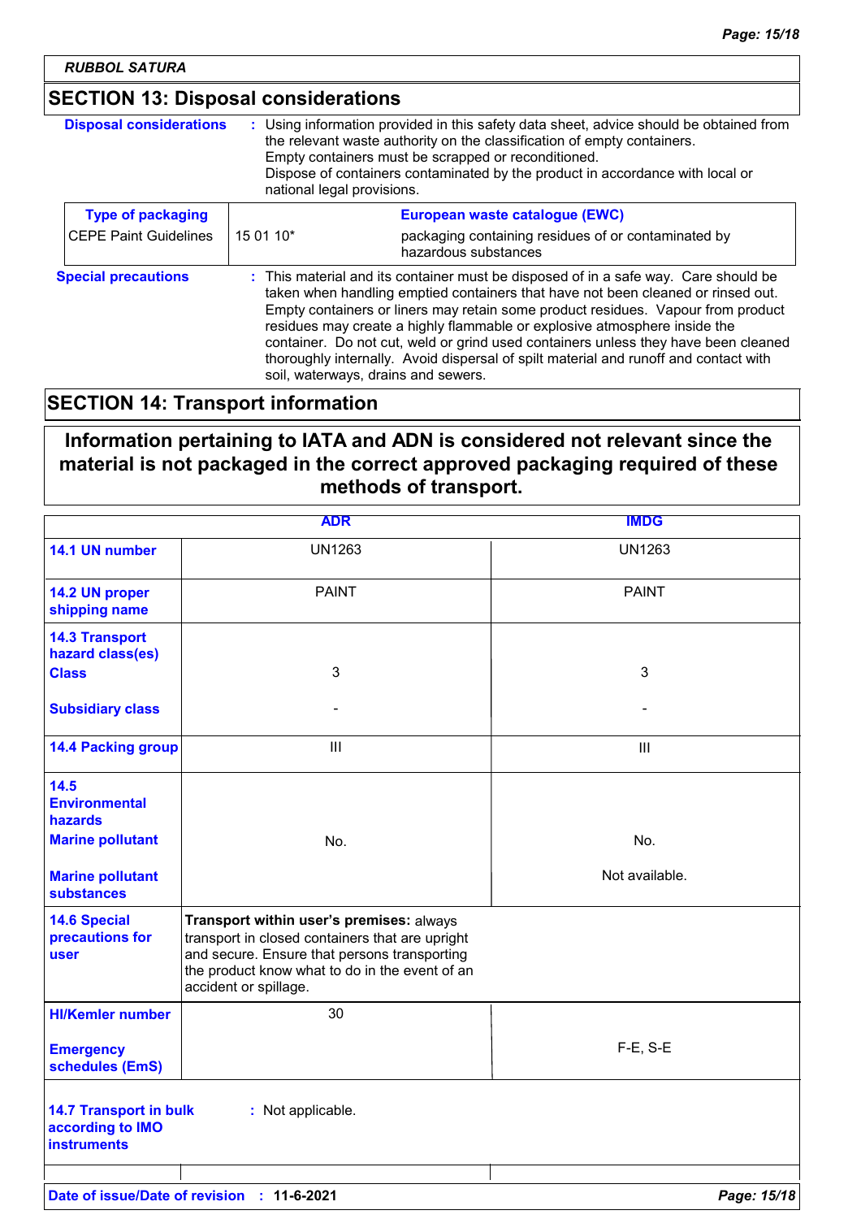*RUBBOL SATURA*

## SECTION 13: Disposal considerations

**Disposal considerations** : Using information provided in this safety data sheet, advice should be obtained from the relevant waste authority on the classification of empty containers.
Empty containers must be scrapped or reconditioned.
Dispose of containers contaminated by the product in accordance with local or national legal provisions.

| Type of packaging | European waste catalogue (EWC) | |
|---|---|---|
| CEPE Paint Guidelines | 15 01 10* | packaging containing residues of or contaminated by hazardous substances |

**Special precautions** : This material and its container must be disposed of in a safe way. Care should be taken when handling emptied containers that have not been cleaned or rinsed out. Empty containers or liners may retain some product residues. Vapour from product residues may create a highly flammable or explosive atmosphere inside the container. Do not cut, weld or grind used containers unless they have been cleaned thoroughly internally. Avoid dispersal of spilt material and runoff and contact with soil, waterways, drains and sewers.

## SECTION 14: Transport information

**Information pertaining to IATA and ADN is considered not relevant since the material is not packaged in the correct approved packaging required of these methods of transport.**

| | ADR | IMDG |
|---|---|---|
| **14.1 UN number** | UN1263 | UN1263 |
| **14.2 UN proper shipping name** | PAINT | PAINT |
| **14.3 Transport hazard class(es)** | | |
| **Class** | 3 | 3 |
| **Subsidiary class** | - | - |
| **14.4 Packing group** | III | III |
| **14.5 Environmental hazards** | | |
| **Marine pollutant** | No. | No. |
| **Marine pollutant substances** | | Not available. |
| **14.6 Special precautions for user** | **Transport within user's premises:** always transport in closed containers that are upright and secure. Ensure that persons transporting the product know what to do in the event of an accident or spillage. | |
| **HI/Kemler number** | 30 | |
| **Emergency schedules (EmS)** | | F-E, S-E |

**14.7 Transport in bulk according to IMO instruments** : Not applicable.

**Date of issue/Date of revision** : **11-6-2021**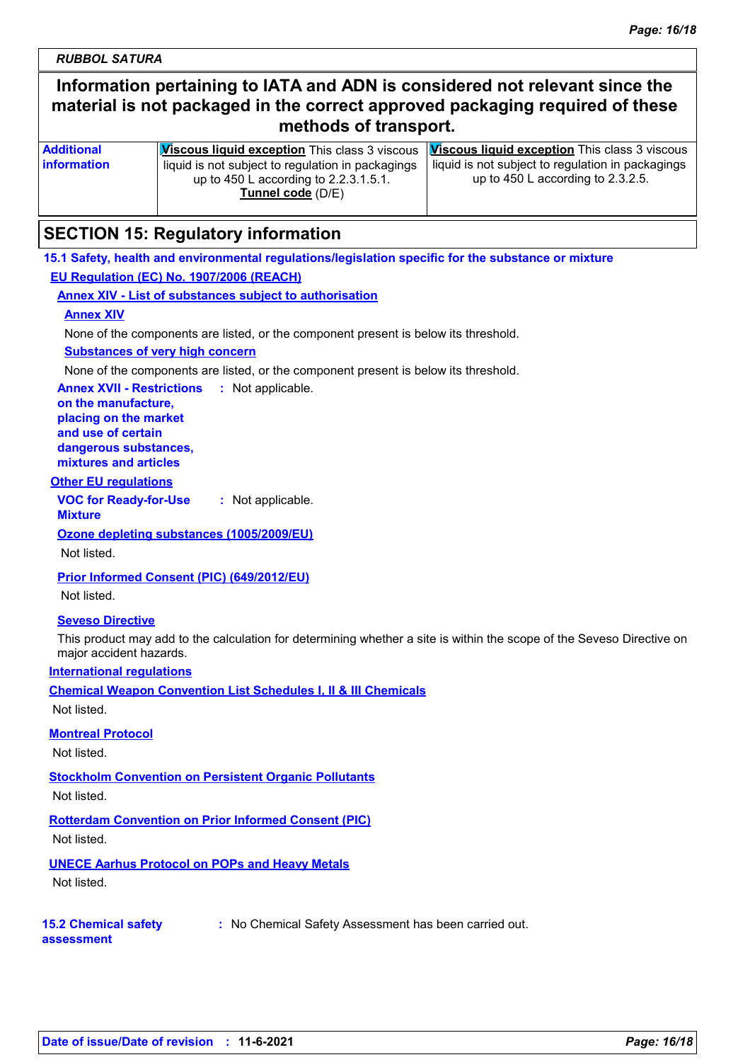**RUBBOL SATURA**

**Information pertaining to IATA and ADN is considered not relevant since the material is not packaged in the correct approved packaging required of these methods of transport.**

| | | |
|---|---|---|
| **Additional information** | **Viscous liquid exception** This class 3 viscous liquid is not subject to regulation in packagings up to 450 L according to 2.2.3.1.5.1. **Tunnel code** (D/E) | **Viscous liquid exception** This class 3 viscous liquid is not subject to regulation in packagings up to 450 L according to 2.3.2.5. |

## SECTION 15: Regulatory information

### 15.1 Safety, health and environmental regulations/legislation specific for the substance or mixture

**EU Regulation (EC) No. 1907/2006 (REACH)**

**Annex XIV - List of substances subject to authorisation**

**Annex XIV**

None of the components are listed, or the component present is below its threshold.

**Substances of very high concern**

None of the components are listed, or the component present is below its threshold.

**Annex XVII - Restrictions on the manufacture, placing on the market and use of certain dangerous substances, mixtures and articles** : Not applicable.

**Other EU regulations**

**VOC for Ready-for-Use Mixture** : Not applicable.

**Ozone depleting substances (1005/2009/EU)**

Not listed.

**Prior Informed Consent (PIC) (649/2012/EU)**

Not listed.

**Seveso Directive**

This product may add to the calculation for determining whether a site is within the scope of the Seveso Directive on major accident hazards.

**International regulations**

**Chemical Weapon Convention List Schedules I, II & III Chemicals**

Not listed.

**Montreal Protocol**

Not listed.

**Stockholm Convention on Persistent Organic Pollutants**

Not listed.

**Rotterdam Convention on Prior Informed Consent (PIC)**

Not listed.

**UNECE Aarhus Protocol on POPs and Heavy Metals**

Not listed.

**15.2 Chemical safety assessment** : No Chemical Safety Assessment has been carried out.

**Date of issue/Date of revision** : **11-6-2021**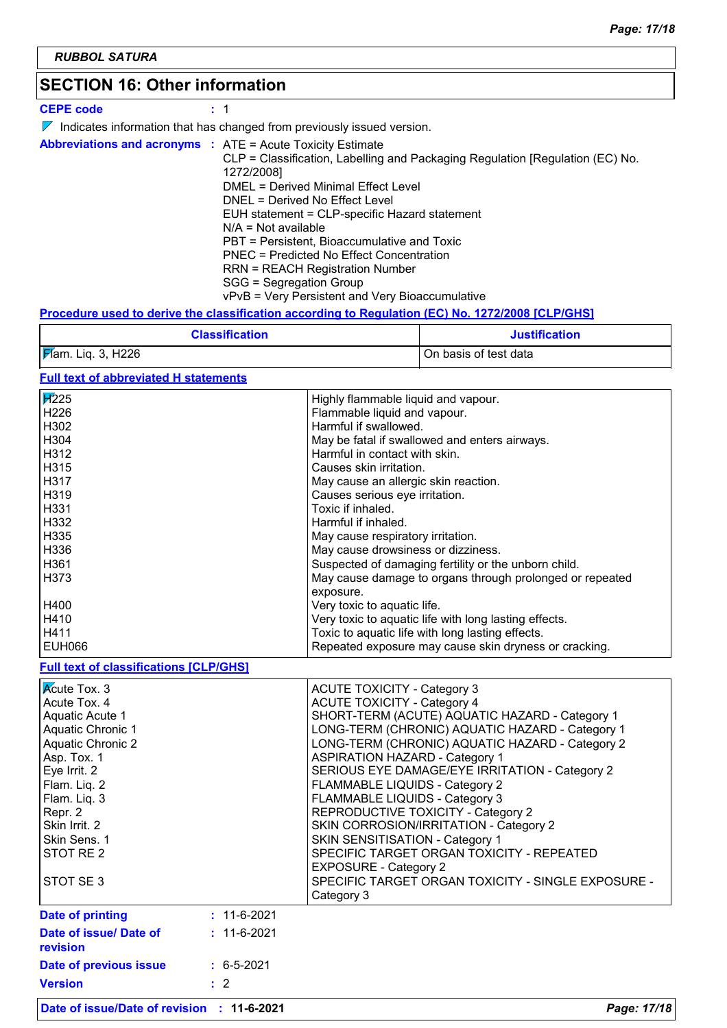**RUBBOL SATURA**

## SECTION 16: Other information

**CEPE code** : 1

▼ Indicates information that has changed from previously issued version.

**Abbreviations and acronyms** : ATE = Acute Toxicity Estimate
CLP = Classification, Labelling and Packaging Regulation [Regulation (EC) No. 1272/2008]
DMEL = Derived Minimal Effect Level
DNEL = Derived No Effect Level
EUH statement = CLP-specific Hazard statement
N/A = Not available
PBT = Persistent, Bioaccumulative and Toxic
PNEC = Predicted No Effect Concentration
RRN = REACH Registration Number
SGG = Segregation Group
vPvB = Very Persistent and Very Bioaccumulative

**Procedure used to derive the classification according to Regulation (EC) No. 1272/2008 [CLP/GHS]**

| Classification | Justification |
|---|---|
| Flam. Liq. 3, H226 | On basis of test data |

**Full text of abbreviated H statements**

| | |
|---|---|
| H225 | Highly flammable liquid and vapour. |
| H226 | Flammable liquid and vapour. |
| H302 | Harmful if swallowed. |
| H304 | May be fatal if swallowed and enters airways. |
| H312 | Harmful in contact with skin. |
| H315 | Causes skin irritation. |
| H317 | May cause an allergic skin reaction. |
| H319 | Causes serious eye irritation. |
| H331 | Toxic if inhaled. |
| H332 | Harmful if inhaled. |
| H335 | May cause respiratory irritation. |
| H336 | May cause drowsiness or dizziness. |
| H361 | Suspected of damaging fertility or the unborn child. |
| H373 | May cause damage to organs through prolonged or repeated exposure. |
| H400 | Very toxic to aquatic life. |
| H410 | Very toxic to aquatic life with long lasting effects. |
| H411 | Toxic to aquatic life with long lasting effects. |
| EUH066 | Repeated exposure may cause skin dryness or cracking. |

**Full text of classifications [CLP/GHS]**

| | |
|---|---|
| Acute Tox. 3 | ACUTE TOXICITY - Category 3 |
| Acute Tox. 4 | ACUTE TOXICITY - Category 4 |
| Aquatic Acute 1 | SHORT-TERM (ACUTE) AQUATIC HAZARD - Category 1 |
| Aquatic Chronic 1 | LONG-TERM (CHRONIC) AQUATIC HAZARD - Category 1 |
| Aquatic Chronic 2 | LONG-TERM (CHRONIC) AQUATIC HAZARD - Category 2 |
| Asp. Tox. 1 | ASPIRATION HAZARD - Category 1 |
| Eye Irrit. 2 | SERIOUS EYE DAMAGE/EYE IRRITATION - Category 2 |
| Flam. Liq. 2 | FLAMMABLE LIQUIDS - Category 2 |
| Flam. Liq. 3 | FLAMMABLE LIQUIDS - Category 3 |
| Repr. 2 | REPRODUCTIVE TOXICITY - Category 2 |
| Skin Irrit. 2 | SKIN CORROSION/IRRITATION - Category 2 |
| Skin Sens. 1 | SKIN SENSITISATION - Category 1 |
| STOT RE 2 | SPECIFIC TARGET ORGAN TOXICITY - REPEATED EXPOSURE - Category 2 |
| STOT SE 3 | SPECIFIC TARGET ORGAN TOXICITY - SINGLE EXPOSURE - Category 3 |

**Date of printing** : 11-6-2021

**Date of issue/ Date of revision** : 11-6-2021

**Date of previous issue** : 6-5-2021

**Version** : 2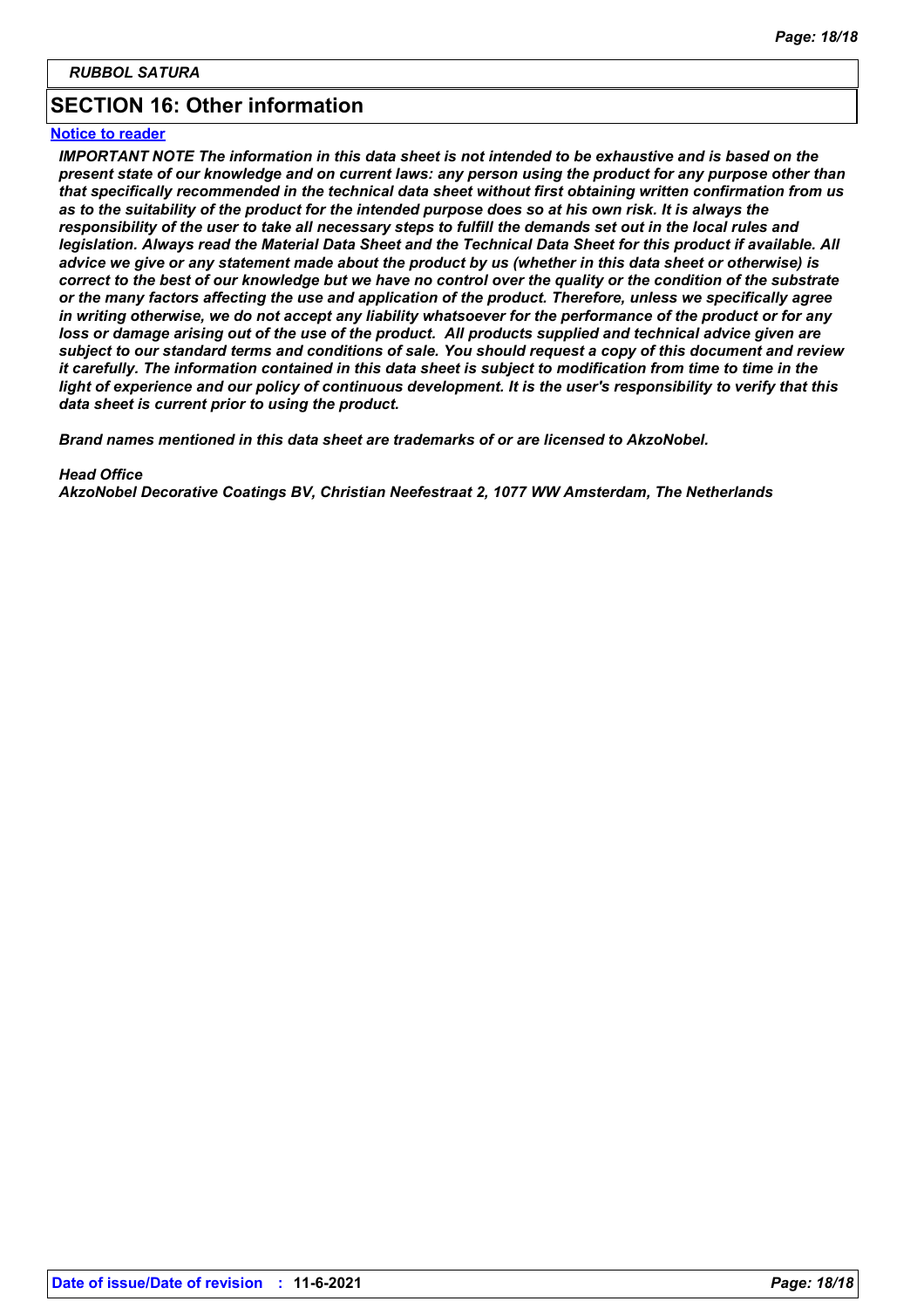*RUBBOL SATURA*

## SECTION 16: Other information

**Notice to reader**

***IMPORTANT NOTE The information in this data sheet is not intended to be exhaustive and is based on the present state of our knowledge and on current laws: any person using the product for any purpose other than that specifically recommended in the technical data sheet without first obtaining written confirmation from us as to the suitability of the product for the intended purpose does so at his own risk. It is always the responsibility of the user to take all necessary steps to fulfill the demands set out in the local rules and legislation. Always read the Material Data Sheet and the Technical Data Sheet for this product if available. All advice we give or any statement made about the product by us (whether in this data sheet or otherwise) is correct to the best of our knowledge but we have no control over the quality or the condition of the substrate or the many factors affecting the use and application of the product. Therefore, unless we specifically agree in writing otherwise, we do not accept any liability whatsoever for the performance of the product or for any loss or damage arising out of the use of the product. All products supplied and technical advice given are subject to our standard terms and conditions of sale. You should request a copy of this document and review it carefully. The information contained in this data sheet is subject to modification from time to time in the light of experience and our policy of continuous development. It is the user's responsibility to verify that this data sheet is current prior to using the product.***

***Brand names mentioned in this data sheet are trademarks of or are licensed to AkzoNobel.***

***Head Office***
***AkzoNobel Decorative Coatings BV, Christian Neefestraat 2, 1077 WW Amsterdam, The Netherlands***

**Date of issue/Date of revision : 11-6-2021**